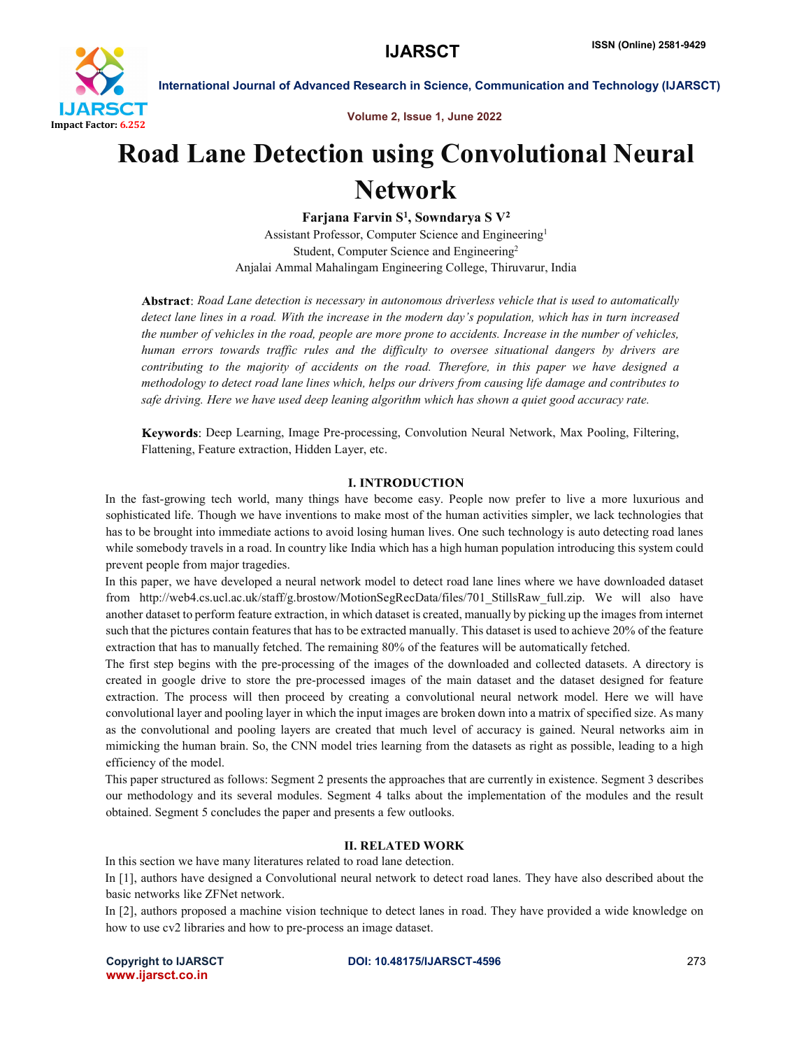# Road Lane Detection using Convolutional Neural Network

**Farjana Farvin S[1], Sowndarya S V[2]**

Assistant Professor, Computer Science and Engineering[1]

Student, Computer Science and Engineering[2]

Anjalai Ammal Mahalingam Engineering College, Thiruvarur, India

**Abstract**: *Road Lane detection is necessary in autonomous driverless vehicle that is used to automatically detect lane lines in a road. With the increase in the modern day's population, which has in turn increased the number of vehicles in the road, people are more prone to accidents. Increase in the number of vehicles, human errors towards traffic rules and the difficulty to oversee situational dangers by drivers are contributing to the majority of accidents on the road. Therefore, in this paper we have designed a methodology to detect road lane lines which, helps our drivers from causing life damage and contributes to safe driving. Here we have used deep leaning algorithm which has shown a quiet good accuracy rate.*

**Keywords**: Deep Learning, Image Pre-processing, Convolution Neural Network, Max Pooling, Filtering, Flattening, Feature extraction, Hidden Layer, etc.

## I. INTRODUCTION

In the fast-growing tech world, many things have become easy. People now prefer to live a more luxurious and sophisticated life. Though we have inventions to make most of the human activities simpler, we lack technologies that has to be brought into immediate actions to avoid losing human lives. One such technology is auto detecting road lanes while somebody travels in a road. In country like India which has a high human population introducing this system could prevent people from major tragedies.

In this paper, we have developed a neural network model to detect road lane lines where we have downloaded dataset from http://web4.cs.ucl.ac.uk/staff/g.brostow/MotionSegRecData/files/701_StillsRaw_full.zip. We will also have another dataset to perform feature extraction, in which dataset is created, manually by picking up the images from internet such that the pictures contain features that has to be extracted manually. This dataset is used to achieve 20% of the feature extraction that has to manually fetched. The remaining 80% of the features will be automatically fetched.

The first step begins with the pre-processing of the images of the downloaded and collected datasets. A directory is created in google drive to store the pre-processed images of the main dataset and the dataset designed for feature extraction. The process will then proceed by creating a convolutional neural network model. Here we will have convolutional layer and pooling layer in which the input images are broken down into a matrix of specified size. As many as the convolutional and pooling layers are created that much level of accuracy is gained. Neural networks aim in mimicking the human brain. So, the CNN model tries learning from the datasets as right as possible, leading to a high efficiency of the model.

This paper structured as follows: Segment 2 presents the approaches that are currently in existence. Segment 3 describes our methodology and its several modules. Segment 4 talks about the implementation of the modules and the result obtained. Segment 5 concludes the paper and presents a few outlooks.

## II. RELATED WORK

In this section we have many literatures related to road lane detection.

In [1], authors have designed a Convolutional neural network to detect road lanes. They have also described about the basic networks like ZFNet network.

In [2], authors proposed a machine vision technique to detect lanes in road. They have provided a wide knowledge on how to use cv2 libraries and how to pre-process an image dataset.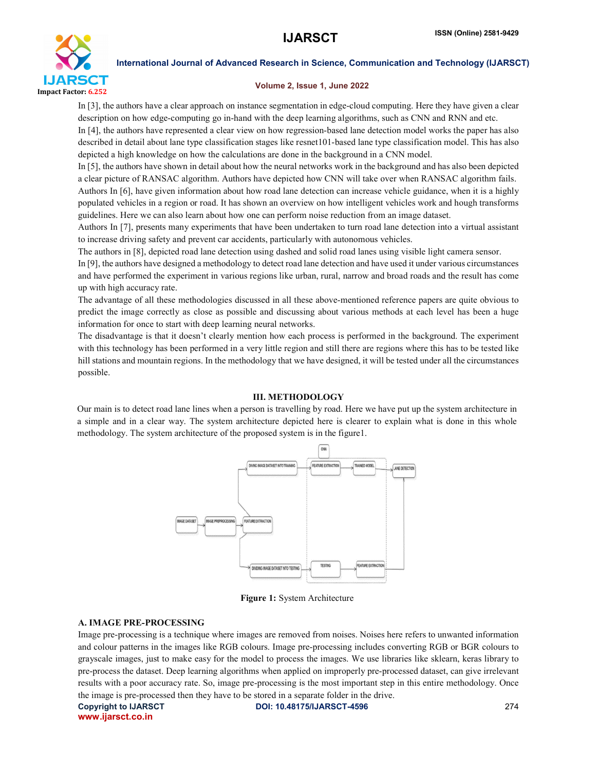In [3], the authors have a clear approach on instance segmentation in edge-cloud computing. Here they have given a clear description on how edge-computing go in-hand with the deep learning algorithms, such as CNN and RNN and etc.

In [4], the authors have represented a clear view on how regression-based lane detection model works the paper has also described in detail about lane type classification stages like resnet101-based lane type classification model. This has also depicted a high knowledge on how the calculations are done in the background in a CNN model.

In [5], the authors have shown in detail about how the neural networks work in the background and has also been depicted a clear picture of RANSAC algorithm. Authors have depicted how CNN will take over when RANSAC algorithm fails.

Authors In [6], have given information about how road lane detection can increase vehicle guidance, when it is a highly populated vehicles in a region or road. It has shown an overview on how intelligent vehicles work and hough transforms guidelines. Here we can also learn about how one can perform noise reduction from an image dataset.

Authors In [7], presents many experiments that have been undertaken to turn road lane detection into a virtual assistant to increase driving safety and prevent car accidents, particularly with autonomous vehicles.

The authors in [8], depicted road lane detection using dashed and solid road lanes using visible light camera sensor.

In [9], the authors have designed a methodology to detect road lane detection and have used it under various circumstances and have performed the experiment in various regions like urban, rural, narrow and broad roads and the result has come up with high accuracy rate.

The advantage of all these methodologies discussed in all these above-mentioned reference papers are quite obvious to predict the image correctly as close as possible and discussing about various methods at each level has been a huge information for once to start with deep learning neural networks.

The disadvantage is that it doesn't clearly mention how each process is performed in the background. The experiment with this technology has been performed in a very little region and still there are regions where this has to be tested like hill stations and mountain regions. In the methodology that we have designed, it will be tested under all the circumstances possible.

## III. METHODOLOGY

Our main is to detect road lane lines when a person is travelling by road. Here we have put up the system architecture in a simple and in a clear way. The system architecture depicted here is clearer to explain what is done in this whole methodology. The system architecture of the proposed system is in the figure1.

**Figure 1:** System Architecture

### A. IMAGE PRE-PROCESSING

Image pre-processing is a technique where images are removed from noises. Noises here refers to unwanted information and colour patterns in the images like RGB colours. Image pre-processing includes converting RGB or BGR colours to grayscale images, just to make easy for the model to process the images. We use libraries like sklearn, keras library to pre-process the dataset. Deep learning algorithms when applied on improperly pre-processed dataset, can give irrelevant results with a poor accuracy rate. So, image pre-processing is the most important step in this entire methodology. Once the image is pre-processed then they have to be stored in a separate folder in the drive.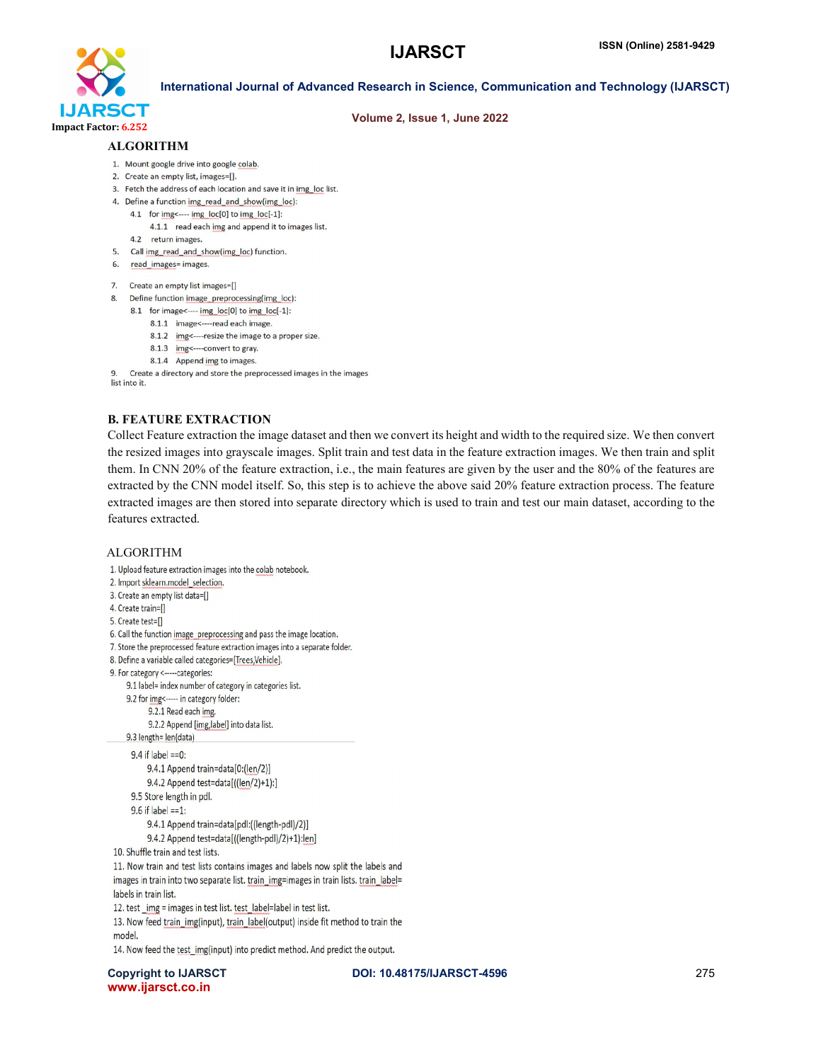### ALGORITHM

1. Mount google drive into google colab.
2. Create an empty list, images=[].
3. Fetch the address of each location and save it in img_loc list.
4. Define a function img_read_and_show(img_loc):
   - 4.1 for img<---- img_loc[0] to img_loc[-1]:
     - 4.1.1 read each img and append it to images list.
   - 4.2 return images.
5. Call img_read_and_show(img_loc) function.
6. read_images= images.

7. Create an empty list images=[]
8. Define function image_preprocessing(img_loc):
   - 8.1 for image<---- img_loc[0] to img_loc[-1]:
     - 8.1.1 image<----read each image.
     - 8.1.2 img<----resize the image to a proper size.
     - 8.1.3 img<----convert to gray.
     - 8.1.4 Append img to images.
9. Create a directory and store the preprocessed images in the images list into it.

### B. FEATURE EXTRACTION

Collect Feature extraction the image dataset and then we convert its height and width to the required size. We then convert the resized images into grayscale images. Split train and test data in the feature extraction images. We then train and split them. In CNN 20% of the feature extraction, i.e., the main features are given by the user and the 80% of the features are extracted by the CNN model itself. So, this step is to achieve the above said 20% feature extraction process. The feature extracted images are then stored into separate directory which is used to train and test our main dataset, according to the features extracted.

### ALGORITHM

1. Upload feature extraction images into the colab notebook.
2. Import sklearn.model_selection.
3. Create an empty list data=[]
4. Create train=[]
5. Create test=[]
6. Call the function image_preprocessing and pass the image location.
7. Store the preprocessed feature extraction images into a separate folder.
8. Define a variable called categories=[Trees,Vehicle].
9. For category <-----categories:
   - 9.1 label= index number of category in categories list.
   - 9.2 for img<----- in category folder:
     - 9.2.1 Read each img.
     - 9.2.2 Append [img,label] into data list.
   - 9.3 length= len(data)
   - 9.4 if label ==0:
     - 9.4.1 Append train=data[0:(len/2)]
     - 9.4.2 Append test=data[((len/2)+1):]
   - 9.5 Store length in pdl.
   - 9.6 if label ==1:
     - 9.4.1 Append train=data[pdl:((length-pdl)/2)]
     - 9.4.2 Append test=data[((length-pdl)/2)+1):len]
10. Shuffle train and test lists.
11. Now train and test lists contains images and labels now split the labels and images in train into two separate list. train_img=images in train lists. train_label= labels in train list.
12. test _img = images in test list. test_label=label in test list.
13. Now feed train_img(input), train_label(output) inside fit method to train the model.
14. Now feed the test_img(input) into predict method. And predict the output.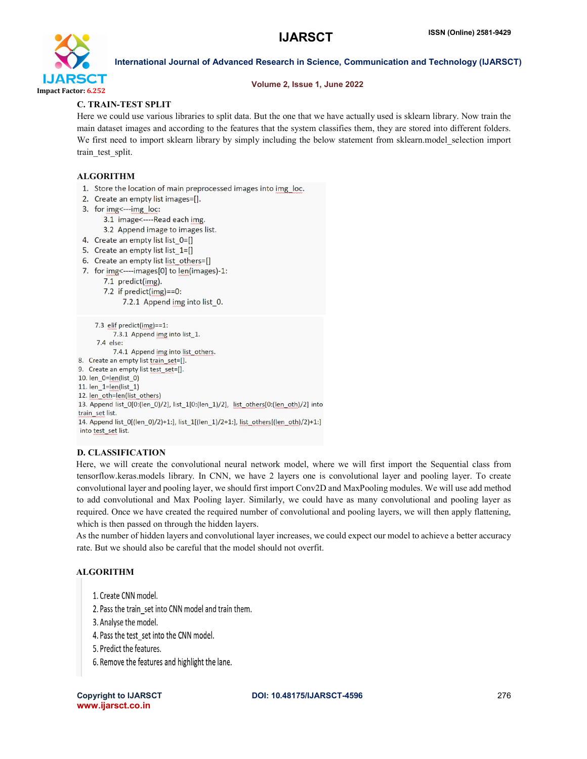### C. TRAIN-TEST SPLIT

Here we could use various libraries to split data. But the one that we have actually used is sklearn library. Now train the main dataset images and according to the features that the system classifies them, they are stored into different folders. We first need to import sklearn library by simply including the below statement from sklearn.model_selection import train_test_split.

### ALGORITHM

1. Store the location of main preprocessed images into img_loc.
2. Create an empty list images=[].
3. for img<---img_loc:
   - 3.1 image<----Read each img.
   - 3.2 Append image to images list.
4. Create an empty list list_0=[]
5. Create an empty list list_1=[]
6. Create an empty list list_others=[]
7. for img<----images[0] to len(images)-1:
   - 7.1 predict(img).
   - 7.2 if predict(img)==0:
     - 7.2.1 Append img into list_0.
   - 7.3 elif predict(img)==1:
     - 7.3.1 Append img into list_1.
   - 7.4 else:
     - 7.4.1 Append img into list_others.
8. Create an empty list train_set=[].
9. Create an empty list test_set=[].
10. len_0=len(list_0)
11. len_1=len(list_1)
12. len_oth=len(list_others)
13. Append list_0[0:(len_0)/2], list_1[0:(len_1)/2], list_others[0:(len_oth)/2] into train_set list.
14. Append list_0[(len_0)/2)+1:], list_1[(len_1)/2+1:], list_others[(len_oth)/2)+1:] into test_set list.

### D. CLASSIFICATION

Here, we will create the convolutional neural network model, where we will first import the Sequential class from tensorflow.keras.models library. In CNN, we have 2 layers one is convolutional layer and pooling layer. To create convolutional layer and pooling layer, we should first import Conv2D and MaxPooling modules. We will use add method to add convolutional and Max Pooling layer. Similarly, we could have as many convolutional and pooling layer as required. Once we have created the required number of convolutional and pooling layers, we will then apply flattening, which is then passed on through the hidden layers.

As the number of hidden layers and convolutional layer increases, we could expect our model to achieve a better accuracy rate. But we should also be careful that the model should not overfit.

### ALGORITHM

1. Create CNN model.
2. Pass the train_set into CNN model and train them.
3. Analyse the model.
4. Pass the test_set into the CNN model.
5. Predict the features.
6. Remove the features and highlight the lane.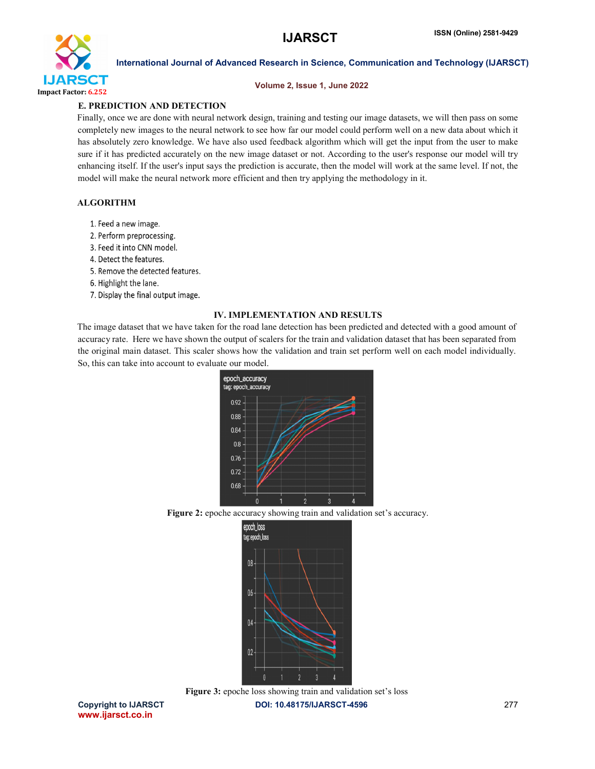### E. PREDICTION AND DETECTION

Finally, once we are done with neural network design, training and testing our image datasets, we will then pass on some completely new images to the neural network to see how far our model could perform well on a new data about which it has absolutely zero knowledge. We have also used feedback algorithm which will get the input from the user to make sure if it has predicted accurately on the new image dataset or not. According to the user's response our model will try enhancing itself. If the user's input says the prediction is accurate, then the model will work at the same level. If not, the model will make the neural network more efficient and then try applying the methodology in it.

### ALGORITHM

1. Feed a new image.
2. Perform preprocessing.
3. Feed it into CNN model.
4. Detect the features.
5. Remove the detected features.
6. Highlight the lane.
7. Display the final output image.

## IV. IMPLEMENTATION AND RESULTS

The image dataset that we have taken for the road lane detection has been predicted and detected with a good amount of accuracy rate. Here we have shown the output of scalers for the train and validation dataset that has been separated from the original main dataset. This scaler shows how the validation and train set perform well on each model individually. So, this can take into account to evaluate our model.

**Figure 2:** epoche accuracy showing train and validation set's accuracy.

**Figure 3:** epoche loss showing train and validation set's loss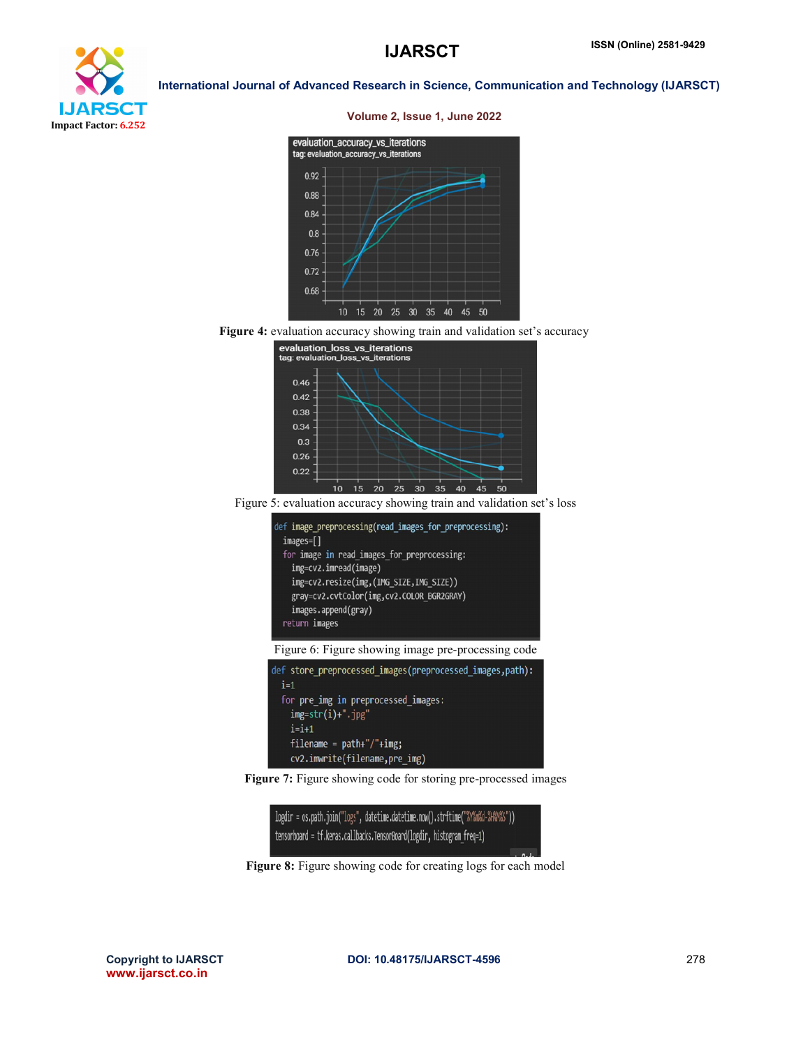**Figure 4:** evaluation accuracy showing train and validation set's accuracy

Figure 5: evaluation accuracy showing train and validation set's loss

```
def image_preprocessing(read_images_for_preprocessing):
  images=[]
  for image in read_images_for_preprocessing:
    img=cv2.imread(image)
    img=cv2.resize(img,(IMG_SIZE,IMG_SIZE))
    gray=cv2.cvtColor(img,cv2.COLOR_BGR2GRAY)
    images.append(gray)
  return images
```

Figure 6: Figure showing image pre-processing code

```
def store_preprocessed_images(preprocessed_images,path):
  i=1
  for pre_img in preprocessed_images:
    img=str(i)+".jpg"
    i=i+1
    filename = path+"/"+img;
    cv2.imwrite(filename,pre_img)
```

**Figure 7:** Figure showing code for storing pre-processed images

```
logdir = os.path.join("logs", datetime.datetime.now().strftime("%Y%m%d-%H%M%S"))
tensorboard = tf.keras.callbacks.TensorBoard(logdir, histogram_freq=1)
```

**Figure 8:** Figure showing code for creating logs for each model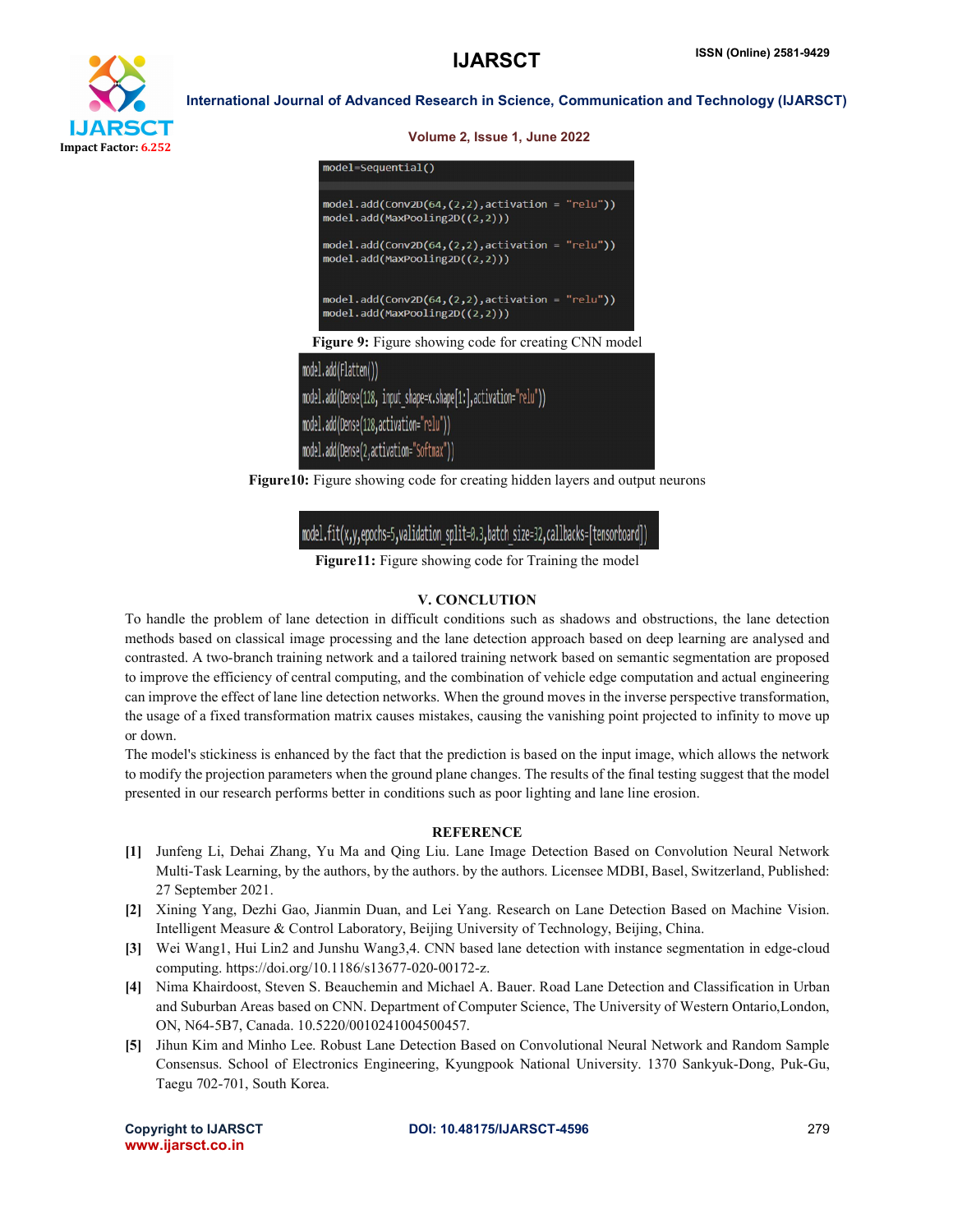```
model=Sequential()

model.add(Conv2D(64,(2,2),activation = "relu"))
model.add(MaxPooling2D((2,2)))

model.add(Conv2D(64,(2,2),activation = "relu"))
model.add(MaxPooling2D((2,2)))

model.add(Conv2D(64,(2,2),activation = "relu"))
model.add(MaxPooling2D((2,2)))
```

**Figure 9:** Figure showing code for creating CNN model

```
model.add(Flatten())
model.add(Dense(128, input_shape=x.shape[1:],activation="relu"))
model.add(Dense(128,activation="relu"))
model.add(Dense(2,activation="Softmax"))
```

**Figure10:** Figure showing code for creating hidden layers and output neurons

```
model.fit(x,y,epochs=5,validation_split=0.3,batch_size=32,callbacks=[tensorboard])
```

**Figure11:** Figure showing code for Training the model

## V. CONCLUTION

To handle the problem of lane detection in difficult conditions such as shadows and obstructions, the lane detection methods based on classical image processing and the lane detection approach based on deep learning are analysed and contrasted. A two-branch training network and a tailored training network based on semantic segmentation are proposed to improve the efficiency of central computing, and the combination of vehicle edge computation and actual engineering can improve the effect of lane line detection networks. When the ground moves in the inverse perspective transformation, the usage of a fixed transformation matrix causes mistakes, causing the vanishing point projected to infinity to move up or down.

The model's stickiness is enhanced by the fact that the prediction is based on the input image, which allows the network to modify the projection parameters when the ground plane changes. The results of the final testing suggest that the model presented in our research performs better in conditions such as poor lighting and lane line erosion.

## REFERENCE

[1] Junfeng Li, Dehai Zhang, Yu Ma and Qing Liu. Lane Image Detection Based on Convolution Neural Network Multi-Task Learning, by the authors, by the authors. by the authors. Licensee MDBI, Basel, Switzerland, Published: 27 September 2021.

[2] Xining Yang, Dezhi Gao, Jianmin Duan, and Lei Yang. Research on Lane Detection Based on Machine Vision. Intelligent Measure & Control Laboratory, Beijing University of Technology, Beijing, China.

[3] Wei Wang1, Hui Lin2 and Junshu Wang3,4. CNN based lane detection with instance segmentation in edge-cloud computing. https://doi.org/10.1186/s13677-020-00172-z.

[4] Nima Khairdoost, Steven S. Beauchemin and Michael A. Bauer. Road Lane Detection and Classification in Urban and Suburban Areas based on CNN. Department of Computer Science, The University of Western Ontario,London, ON, N64-5B7, Canada. 10.5220/0010241004500457.

[5] Jihun Kim and Minho Lee. Robust Lane Detection Based on Convolutional Neural Network and Random Sample Consensus. School of Electronics Engineering, Kyungpook National University. 1370 Sankyuk-Dong, Puk-Gu, Taegu 702-701, South Korea.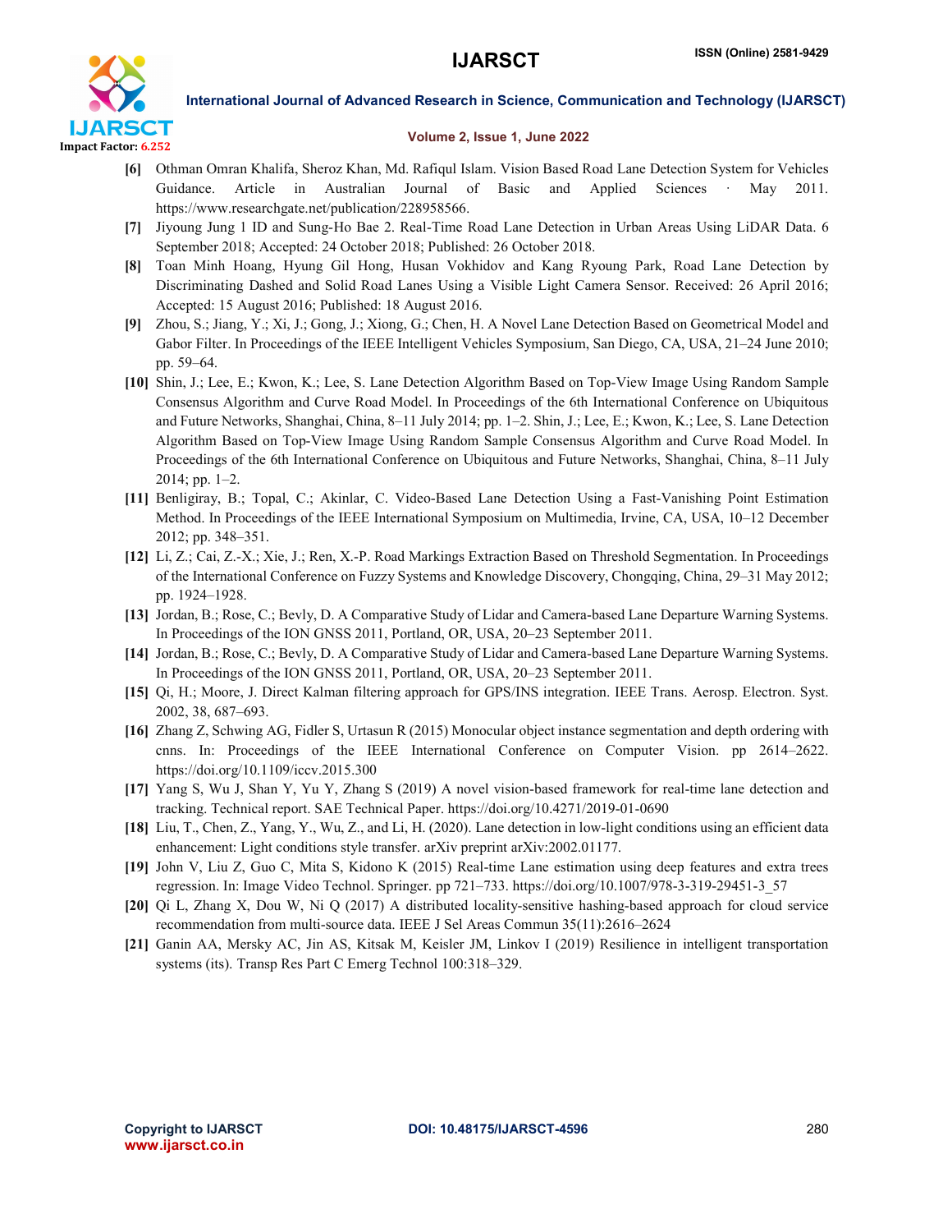[6] Othman Omran Khalifa, Sheroz Khan, Md. Rafiqul Islam. Vision Based Road Lane Detection System for Vehicles Guidance. Article in Australian Journal of Basic and Applied Sciences · May 2011. https://www.researchgate.net/publication/228958566.

[7] Jiyoung Jung 1 ID and Sung-Ho Bae 2. Real-Time Road Lane Detection in Urban Areas Using LiDAR Data. 6 September 2018; Accepted: 24 October 2018; Published: 26 October 2018.

[8] Toan Minh Hoang, Hyung Gil Hong, Husan Vokhidov and Kang Ryoung Park, Road Lane Detection by Discriminating Dashed and Solid Road Lanes Using a Visible Light Camera Sensor. Received: 26 April 2016; Accepted: 15 August 2016; Published: 18 August 2016.

[9] Zhou, S.; Jiang, Y.; Xi, J.; Gong, J.; Xiong, G.; Chen, H. A Novel Lane Detection Based on Geometrical Model and Gabor Filter. In Proceedings of the IEEE Intelligent Vehicles Symposium, San Diego, CA, USA, 21–24 June 2010; pp. 59–64.

[10] Shin, J.; Lee, E.; Kwon, K.; Lee, S. Lane Detection Algorithm Based on Top-View Image Using Random Sample Consensus Algorithm and Curve Road Model. In Proceedings of the 6th International Conference on Ubiquitous and Future Networks, Shanghai, China, 8–11 July 2014; pp. 1–2. Shin, J.; Lee, E.; Kwon, K.; Lee, S. Lane Detection Algorithm Based on Top-View Image Using Random Sample Consensus Algorithm and Curve Road Model. In Proceedings of the 6th International Conference on Ubiquitous and Future Networks, Shanghai, China, 8–11 July 2014; pp. 1–2.

[11] Benligiray, B.; Topal, C.; Akinlar, C. Video-Based Lane Detection Using a Fast-Vanishing Point Estimation Method. In Proceedings of the IEEE International Symposium on Multimedia, Irvine, CA, USA, 10–12 December 2012; pp. 348–351.

[12] Li, Z.; Cai, Z.-X.; Xie, J.; Ren, X.-P. Road Markings Extraction Based on Threshold Segmentation. In Proceedings of the International Conference on Fuzzy Systems and Knowledge Discovery, Chongqing, China, 29–31 May 2012; pp. 1924–1928.

[13] Jordan, B.; Rose, C.; Bevly, D. A Comparative Study of Lidar and Camera-based Lane Departure Warning Systems. In Proceedings of the ION GNSS 2011, Portland, OR, USA, 20–23 September 2011.

[14] Jordan, B.; Rose, C.; Bevly, D. A Comparative Study of Lidar and Camera-based Lane Departure Warning Systems. In Proceedings of the ION GNSS 2011, Portland, OR, USA, 20–23 September 2011.

[15] Qi, H.; Moore, J. Direct Kalman filtering approach for GPS/INS integration. IEEE Trans. Aerosp. Electron. Syst. 2002, 38, 687–693.

[16] Zhang Z, Schwing AG, Fidler S, Urtasun R (2015) Monocular object instance segmentation and depth ordering with cnns. In: Proceedings of the IEEE International Conference on Computer Vision. pp 2614–2622. https://doi.org/10.1109/iccv.2015.300

[17] Yang S, Wu J, Shan Y, Yu Y, Zhang S (2019) A novel vision-based framework for real-time lane detection and tracking. Technical report. SAE Technical Paper. https://doi.org/10.4271/2019-01-0690

[18] Liu, T., Chen, Z., Yang, Y., Wu, Z., and Li, H. (2020). Lane detection in low-light conditions using an efficient data enhancement: Light conditions style transfer. arXiv preprint arXiv:2002.01177.

[19] John V, Liu Z, Guo C, Mita S, Kidono K (2015) Real-time Lane estimation using deep features and extra trees regression. In: Image Video Technol. Springer. pp 721–733. https://doi.org/10.1007/978-3-319-29451-3_57

[20] Qi L, Zhang X, Dou W, Ni Q (2017) A distributed locality-sensitive hashing-based approach for cloud service recommendation from multi-source data. IEEE J Sel Areas Commun 35(11):2616–2624

[21] Ganin AA, Mersky AC, Jin AS, Kitsak M, Keisler JM, Linkov I (2019) Resilience in intelligent transportation systems (its). Transp Res Part C Emerg Technol 100:318–329.